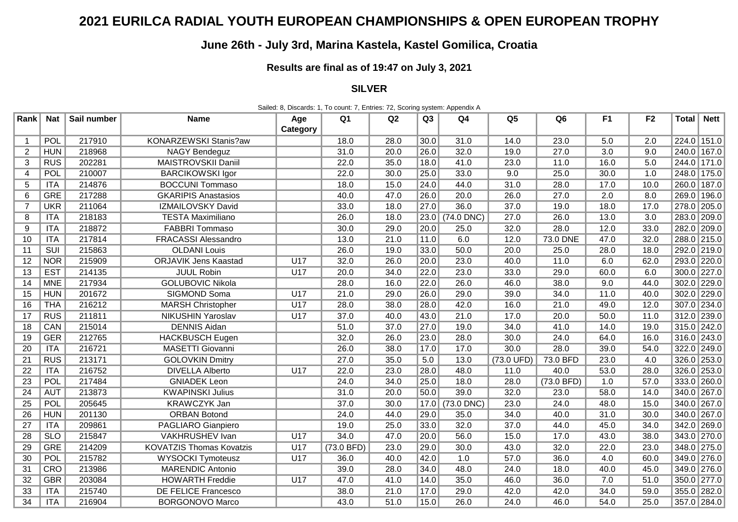# 2021 EURILCA RADIAL YOUTH EUROPEAN CHAMPIONSHIPS & OPEN EUROPEAN TROPHY

## June 26th - July 3rd, Marina Kastela, Kastel Gomilica, Croatia

### Results are final as of 19:47 on July 3, 2021

### SILVER

Sailed: 8, Discards: 1, To count: 7, Entries: 72, Scoring system: Appendix A

| Rank | Nat | Sail number | Name | Age Category | Q1 | Q2 | Q3 | Q4 | Q5 | Q6 | F1 | F2 | Total | Nett |
|---|---|---|---|---|---|---|---|---|---|---|---|---|---|---|
| 1 | POL | 217910 | KONARZEWSKI Stanis?aw | | 18.0 | 28.0 | 30.0 | 31.0 | 14.0 | 23.0 | 5.0 | 2.0 | 224.0 | 151.0 |
| 2 | HUN | 218968 | NAGY Bendeguz | | 31.0 | 20.0 | 26.0 | 32.0 | 19.0 | 27.0 | 3.0 | 9.0 | 240.0 | 167.0 |
| 3 | RUS | 202281 | MAISTROVSKII Daniil | | 22.0 | 35.0 | 18.0 | 41.0 | 23.0 | 11.0 | 16.0 | 5.0 | 244.0 | 171.0 |
| 4 | POL | 210007 | BARCIKOWSKI Igor | | 22.0 | 30.0 | 25.0 | 33.0 | 9.0 | 25.0 | 30.0 | 1.0 | 248.0 | 175.0 |
| 5 | ITA | 214876 | BOCCUNI Tommaso | | 18.0 | 15.0 | 24.0 | 44.0 | 31.0 | 28.0 | 17.0 | 10.0 | 260.0 | 187.0 |
| 6 | GRE | 217288 | GKARIPIS Anastasios | | 40.0 | 47.0 | 26.0 | 20.0 | 26.0 | 27.0 | 2.0 | 8.0 | 269.0 | 196.0 |
| 7 | UKR | 211064 | IZMAILOVSKY David | | 33.0 | 18.0 | 27.0 | 36.0 | 37.0 | 19.0 | 18.0 | 17.0 | 278.0 | 205.0 |
| 8 | ITA | 218183 | TESTA Maximiliano | | 26.0 | 18.0 | 23.0 | (74.0 DNC) | 27.0 | 26.0 | 13.0 | 3.0 | 283.0 | 209.0 |
| 9 | ITA | 218872 | FABBRI Tommaso | | 30.0 | 29.0 | 20.0 | 25.0 | 32.0 | 28.0 | 12.0 | 33.0 | 282.0 | 209.0 |
| 10 | ITA | 217814 | FRACASSI Alessandro | | 13.0 | 21.0 | 11.0 | 6.0 | 12.0 | 73.0 DNE | 47.0 | 32.0 | 288.0 | 215.0 |
| 11 | SUI | 215863 | OLDANI Louis | | 26.0 | 19.0 | 33.0 | 50.0 | 20.0 | 25.0 | 28.0 | 18.0 | 292.0 | 219.0 |
| 12 | NOR | 215909 | ORJAVIK Jens Kaastad | U17 | 32.0 | 26.0 | 20.0 | 23.0 | 40.0 | 11.0 | 6.0 | 62.0 | 293.0 | 220.0 |
| 13 | EST | 214135 | JUUL Robin | U17 | 20.0 | 34.0 | 22.0 | 23.0 | 33.0 | 29.0 | 60.0 | 6.0 | 300.0 | 227.0 |
| 14 | MNE | 217934 | GOLUBOVIC Nikola | | 28.0 | 16.0 | 22.0 | 26.0 | 46.0 | 38.0 | 9.0 | 44.0 | 302.0 | 229.0 |
| 15 | HUN | 201672 | SIGMOND Soma | U17 | 21.0 | 29.0 | 26.0 | 29.0 | 39.0 | 34.0 | 11.0 | 40.0 | 302.0 | 229.0 |
| 16 | THA | 216212 | MARSH Christopher | U17 | 28.0 | 38.0 | 28.0 | 42.0 | 16.0 | 21.0 | 49.0 | 12.0 | 307.0 | 234.0 |
| 17 | RUS | 211811 | NIKUSHIN Yaroslav | U17 | 37.0 | 40.0 | 43.0 | 21.0 | 17.0 | 20.0 | 50.0 | 11.0 | 312.0 | 239.0 |
| 18 | CAN | 215014 | DENNIS Aidan | | 51.0 | 37.0 | 27.0 | 19.0 | 34.0 | 41.0 | 14.0 | 19.0 | 315.0 | 242.0 |
| 19 | GER | 212765 | HACKBUSCH Eugen | | 32.0 | 26.0 | 23.0 | 28.0 | 30.0 | 24.0 | 64.0 | 16.0 | 316.0 | 243.0 |
| 20 | ITA | 216721 | MASETTI Giovanni | | 26.0 | 38.0 | 17.0 | 17.0 | 30.0 | 28.0 | 39.0 | 54.0 | 322.0 | 249.0 |
| 21 | RUS | 213171 | GOLOVKIN Dmitry | | 27.0 | 35.0 | 5.0 | 13.0 | (73.0 UFD) | 73.0 BFD | 23.0 | 4.0 | 326.0 | 253.0 |
| 22 | ITA | 216752 | DIVELLA Alberto | U17 | 22.0 | 23.0 | 28.0 | 48.0 | 11.0 | 40.0 | 53.0 | 28.0 | 326.0 | 253.0 |
| 23 | POL | 217484 | GNIADEK Leon | | 24.0 | 34.0 | 25.0 | 18.0 | 28.0 | (73.0 BFD) | 1.0 | 57.0 | 333.0 | 260.0 |
| 24 | AUT | 213873 | KWAPINSKI Julius | | 31.0 | 20.0 | 50.0 | 39.0 | 32.0 | 23.0 | 58.0 | 14.0 | 340.0 | 267.0 |
| 25 | POL | 205645 | KRAWCZYK Jan | | 37.0 | 30.0 | 17.0 | (73.0 DNC) | 23.0 | 24.0 | 48.0 | 15.0 | 340.0 | 267.0 |
| 26 | HUN | 201130 | ORBAN Botond | | 24.0 | 44.0 | 29.0 | 35.0 | 34.0 | 40.0 | 31.0 | 30.0 | 340.0 | 267.0 |
| 27 | ITA | 209861 | PAGLIARO Gianpiero | | 19.0 | 25.0 | 33.0 | 32.0 | 37.0 | 44.0 | 45.0 | 34.0 | 342.0 | 269.0 |
| 28 | SLO | 215847 | VAKHRUSHEV Ivan | U17 | 34.0 | 47.0 | 20.0 | 56.0 | 15.0 | 17.0 | 43.0 | 38.0 | 343.0 | 270.0 |
| 29 | GRE | 214209 | KOVATZIS Thomas Kovatzis | U17 | (73.0 BFD) | 23.0 | 29.0 | 30.0 | 43.0 | 32.0 | 22.0 | 23.0 | 348.0 | 275.0 |
| 30 | POL | 215782 | WYSOCKI Tymoteusz | U17 | 36.0 | 40.0 | 42.0 | 1.0 | 57.0 | 36.0 | 4.0 | 60.0 | 349.0 | 276.0 |
| 31 | CRO | 213986 | MARENDIC Antonio | | 39.0 | 28.0 | 34.0 | 48.0 | 24.0 | 18.0 | 40.0 | 45.0 | 349.0 | 276.0 |
| 32 | GBR | 203084 | HOWARTH Freddie | U17 | 47.0 | 41.0 | 14.0 | 35.0 | 46.0 | 36.0 | 7.0 | 51.0 | 350.0 | 277.0 |
| 33 | ITA | 215740 | DE FELICE Francesco | | 38.0 | 21.0 | 17.0 | 29.0 | 42.0 | 42.0 | 34.0 | 59.0 | 355.0 | 282.0 |
| 34 | ITA | 216904 | BORGONOVO Marco | | 43.0 | 51.0 | 15.0 | 26.0 | 24.0 | 46.0 | 54.0 | 25.0 | 357.0 | 284.0 |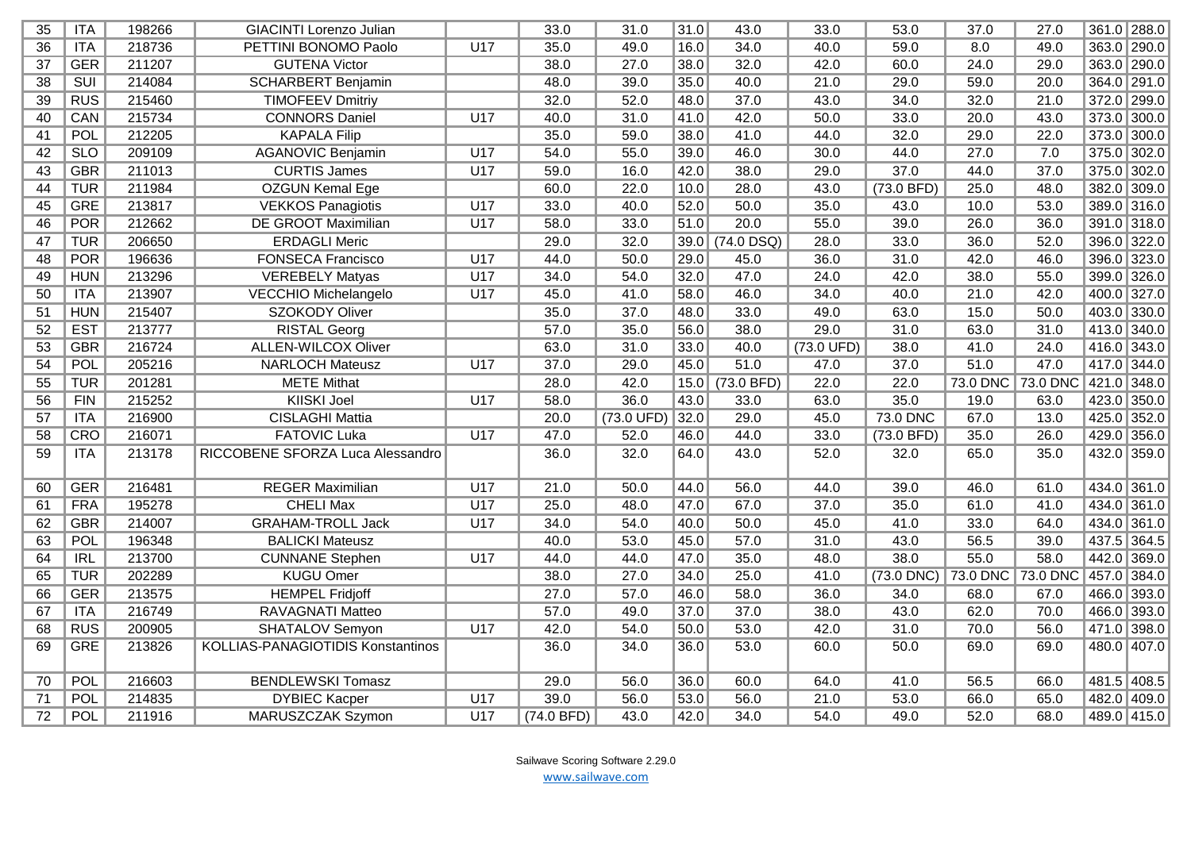| | | | | | | | | | | | | | | |
|---|---|---|---|---|---|---|---|---|---|---|---|---|---|---|
| 35 | ITA | 198266 | GIACINTI Lorenzo Julian | | 33.0 | 31.0 | 31.0 | 43.0 | 33.0 | 53.0 | 37.0 | 27.0 | 361.0 | 288.0 |
| 36 | ITA | 218736 | PETTINI BONOMO Paolo | U17 | 35.0 | 49.0 | 16.0 | 34.0 | 40.0 | 59.0 | 8.0 | 49.0 | 363.0 | 290.0 |
| 37 | GER | 211207 | GUTENA Victor | | 38.0 | 27.0 | 38.0 | 32.0 | 42.0 | 60.0 | 24.0 | 29.0 | 363.0 | 290.0 |
| 38 | SUI | 214084 | SCHARBERT Benjamin | | 48.0 | 39.0 | 35.0 | 40.0 | 21.0 | 29.0 | 59.0 | 20.0 | 364.0 | 291.0 |
| 39 | RUS | 215460 | TIMOFEEV Dmitriy | | 32.0 | 52.0 | 48.0 | 37.0 | 43.0 | 34.0 | 32.0 | 21.0 | 372.0 | 299.0 |
| 40 | CAN | 215734 | CONNORS Daniel | U17 | 40.0 | 31.0 | 41.0 | 42.0 | 50.0 | 33.0 | 20.0 | 43.0 | 373.0 | 300.0 |
| 41 | POL | 212205 | KAPALA Filip | | 35.0 | 59.0 | 38.0 | 41.0 | 44.0 | 32.0 | 29.0 | 22.0 | 373.0 | 300.0 |
| 42 | SLO | 209109 | AGANOVIC Benjamin | U17 | 54.0 | 55.0 | 39.0 | 46.0 | 30.0 | 44.0 | 27.0 | 7.0 | 375.0 | 302.0 |
| 43 | GBR | 211013 | CURTIS James | U17 | 59.0 | 16.0 | 42.0 | 38.0 | 29.0 | 37.0 | 44.0 | 37.0 | 375.0 | 302.0 |
| 44 | TUR | 211984 | OZGUN Kemal Ege | | 60.0 | 22.0 | 10.0 | 28.0 | 43.0 | (73.0 BFD) | 25.0 | 48.0 | 382.0 | 309.0 |
| 45 | GRE | 213817 | VEKKOS Panagiotis | U17 | 33.0 | 40.0 | 52.0 | 50.0 | 35.0 | 43.0 | 10.0 | 53.0 | 389.0 | 316.0 |
| 46 | POR | 212662 | DE GROOT Maximilian | U17 | 58.0 | 33.0 | 51.0 | 20.0 | 55.0 | 39.0 | 26.0 | 36.0 | 391.0 | 318.0 |
| 47 | TUR | 206650 | ERDAGLI Meric | | 29.0 | 32.0 | 39.0 | (74.0 DSQ) | 28.0 | 33.0 | 36.0 | 52.0 | 396.0 | 322.0 |
| 48 | POR | 196636 | FONSECA Francisco | U17 | 44.0 | 50.0 | 29.0 | 45.0 | 36.0 | 31.0 | 42.0 | 46.0 | 396.0 | 323.0 |
| 49 | HUN | 213296 | VEREBELY Matyas | U17 | 34.0 | 54.0 | 32.0 | 47.0 | 24.0 | 42.0 | 38.0 | 55.0 | 399.0 | 326.0 |
| 50 | ITA | 213907 | VECCHIO Michelangelo | U17 | 45.0 | 41.0 | 58.0 | 46.0 | 34.0 | 40.0 | 21.0 | 42.0 | 400.0 | 327.0 |
| 51 | HUN | 215407 | SZOKODY Oliver | | 35.0 | 37.0 | 48.0 | 33.0 | 49.0 | 63.0 | 15.0 | 50.0 | 403.0 | 330.0 |
| 52 | EST | 213777 | RISTAL Georg | | 57.0 | 35.0 | 56.0 | 38.0 | 29.0 | 31.0 | 63.0 | 31.0 | 413.0 | 340.0 |
| 53 | GBR | 216724 | ALLEN-WILCOX Oliver | | 63.0 | 31.0 | 33.0 | 40.0 | (73.0 UFD) | 38.0 | 41.0 | 24.0 | 416.0 | 343.0 |
| 54 | POL | 205216 | NARLOCH Mateusz | U17 | 37.0 | 29.0 | 45.0 | 51.0 | 47.0 | 37.0 | 51.0 | 47.0 | 417.0 | 344.0 |
| 55 | TUR | 201281 | METE Mithat | | 28.0 | 42.0 | 15.0 | (73.0 BFD) | 22.0 | 22.0 | 73.0 DNC | 73.0 DNC | 421.0 | 348.0 |
| 56 | FIN | 215252 | KIISKI Joel | U17 | 58.0 | 36.0 | 43.0 | 33.0 | 63.0 | 35.0 | 19.0 | 63.0 | 423.0 | 350.0 |
| 57 | ITA | 216900 | CISLAGHI Mattia | | 20.0 | (73.0 UFD) | 32.0 | 29.0 | 45.0 | 73.0 DNC | 67.0 | 13.0 | 425.0 | 352.0 |
| 58 | CRO | 216071 | FATOVIC Luka | U17 | 47.0 | 52.0 | 46.0 | 44.0 | 33.0 | (73.0 BFD) | 35.0 | 26.0 | 429.0 | 356.0 |
| 59 | ITA | 213178 | RICCOBENE SFORZA Luca Alessandro | | 36.0 | 32.0 | 64.0 | 43.0 | 52.0 | 32.0 | 65.0 | 35.0 | 432.0 | 359.0 |
| 60 | GER | 216481 | REGER Maximilian | U17 | 21.0 | 50.0 | 44.0 | 56.0 | 44.0 | 39.0 | 46.0 | 61.0 | 434.0 | 361.0 |
| 61 | FRA | 195278 | CHELI Max | U17 | 25.0 | 48.0 | 47.0 | 67.0 | 37.0 | 35.0 | 61.0 | 41.0 | 434.0 | 361.0 |
| 62 | GBR | 214007 | GRAHAM-TROLL Jack | U17 | 34.0 | 54.0 | 40.0 | 50.0 | 45.0 | 41.0 | 33.0 | 64.0 | 434.0 | 361.0 |
| 63 | POL | 196348 | BALICKI Mateusz | | 40.0 | 53.0 | 45.0 | 57.0 | 31.0 | 43.0 | 56.5 | 39.0 | 437.5 | 364.5 |
| 64 | IRL | 213700 | CUNNANE Stephen | U17 | 44.0 | 44.0 | 47.0 | 35.0 | 48.0 | 38.0 | 55.0 | 58.0 | 442.0 | 369.0 |
| 65 | TUR | 202289 | KUGU Omer | | 38.0 | 27.0 | 34.0 | 25.0 | 41.0 | (73.0 DNC) | 73.0 DNC | 73.0 DNC | 457.0 | 384.0 |
| 66 | GER | 213575 | HEMPEL Fridjoff | | 27.0 | 57.0 | 46.0 | 58.0 | 36.0 | 34.0 | 68.0 | 67.0 | 466.0 | 393.0 |
| 67 | ITA | 216749 | RAVAGNATI Matteo | | 57.0 | 49.0 | 37.0 | 37.0 | 38.0 | 43.0 | 62.0 | 70.0 | 466.0 | 393.0 |
| 68 | RUS | 200905 | SHATALOV Semyon | U17 | 42.0 | 54.0 | 50.0 | 53.0 | 42.0 | 31.0 | 70.0 | 56.0 | 471.0 | 398.0 |
| 69 | GRE | 213826 | KOLLIAS-PANAGIOTIDIS Konstantinos | | 36.0 | 34.0 | 36.0 | 53.0 | 60.0 | 50.0 | 69.0 | 69.0 | 480.0 | 407.0 |
| 70 | POL | 216603 | BENDLEWSKI Tomasz | | 29.0 | 56.0 | 36.0 | 60.0 | 64.0 | 41.0 | 56.5 | 66.0 | 481.5 | 408.5 |
| 71 | POL | 214835 | DYBIEC Kacper | U17 | 39.0 | 56.0 | 53.0 | 56.0 | 21.0 | 53.0 | 66.0 | 65.0 | 482.0 | 409.0 |
| 72 | POL | 211916 | MARUSZCZAK Szymon | U17 | (74.0 BFD) | 43.0 | 42.0 | 34.0 | 54.0 | 49.0 | 52.0 | 68.0 | 489.0 | 415.0 |

Sailwave Scoring Software 2.29.0
www.sailwave.com